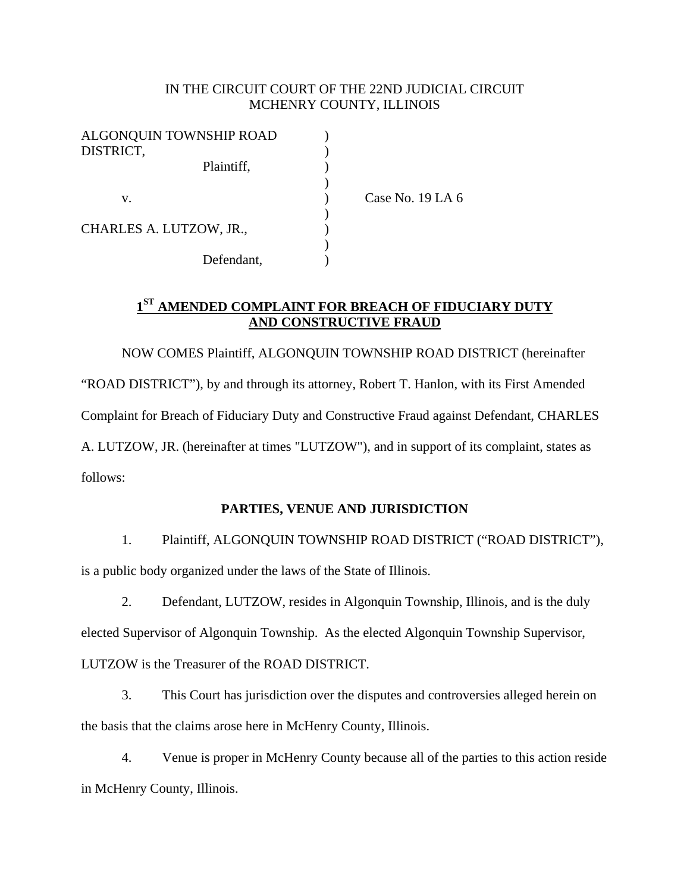IN THE CIRCUIT COURT OF THE 22ND JUDICIAL CIRCUIT
MCHENRY COUNTY, ILLINOIS

| | | |
|---|---|---|
| ALGONQUIN TOWNSHIP ROAD DISTRICT, | ) | |
| Plaintiff, | ) | |
| | ) | |
| v. | ) | Case No. 19 LA 6 |
| | ) | |
| CHARLES A. LUTZOW, JR., | ) | |
| | ) | |
| Defendant, | ) | |

## 1ST AMENDED COMPLAINT FOR BREACH OF FIDUCIARY DUTY AND CONSTRUCTIVE FRAUD

NOW COMES Plaintiff, ALGONQUIN TOWNSHIP ROAD DISTRICT (hereinafter "ROAD DISTRICT"), by and through its attorney, Robert T. Hanlon, with its First Amended Complaint for Breach of Fiduciary Duty and Constructive Fraud against Defendant, CHARLES A. LUTZOW, JR. (hereinafter at times "LUTZOW"), and in support of its complaint, states as follows:

### PARTIES, VENUE AND JURISDICTION

1. Plaintiff, ALGONQUIN TOWNSHIP ROAD DISTRICT ("ROAD DISTRICT"), is a public body organized under the laws of the State of Illinois.

2. Defendant, LUTZOW, resides in Algonquin Township, Illinois, and is the duly elected Supervisor of Algonquin Township. As the elected Algonquin Township Supervisor, LUTZOW is the Treasurer of the ROAD DISTRICT.

3. This Court has jurisdiction over the disputes and controversies alleged herein on the basis that the claims arose here in McHenry County, Illinois.

4. Venue is proper in McHenry County because all of the parties to this action reside in McHenry County, Illinois.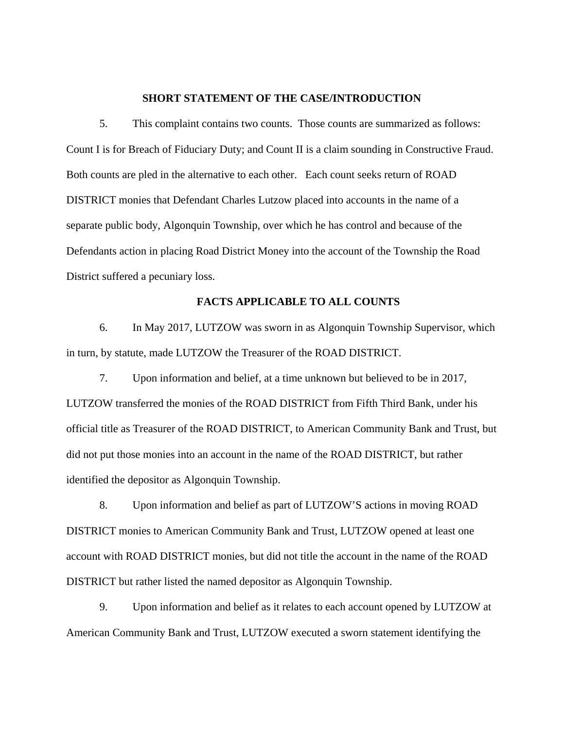## SHORT STATEMENT OF THE CASE/INTRODUCTION

5. This complaint contains two counts. Those counts are summarized as follows: Count I is for Breach of Fiduciary Duty; and Count II is a claim sounding in Constructive Fraud. Both counts are pled in the alternative to each other. Each count seeks return of ROAD DISTRICT monies that Defendant Charles Lutzow placed into accounts in the name of a separate public body, Algonquin Township, over which he has control and because of the Defendants action in placing Road District Money into the account of the Township the Road District suffered a pecuniary loss.

## FACTS APPLICABLE TO ALL COUNTS

6. In May 2017, LUTZOW was sworn in as Algonquin Township Supervisor, which in turn, by statute, made LUTZOW the Treasurer of the ROAD DISTRICT.

7. Upon information and belief, at a time unknown but believed to be in 2017, LUTZOW transferred the monies of the ROAD DISTRICT from Fifth Third Bank, under his official title as Treasurer of the ROAD DISTRICT, to American Community Bank and Trust, but did not put those monies into an account in the name of the ROAD DISTRICT, but rather identified the depositor as Algonquin Township.

8. Upon information and belief as part of LUTZOW'S actions in moving ROAD DISTRICT monies to American Community Bank and Trust, LUTZOW opened at least one account with ROAD DISTRICT monies, but did not title the account in the name of the ROAD DISTRICT but rather listed the named depositor as Algonquin Township.

9. Upon information and belief as it relates to each account opened by LUTZOW at American Community Bank and Trust, LUTZOW executed a sworn statement identifying the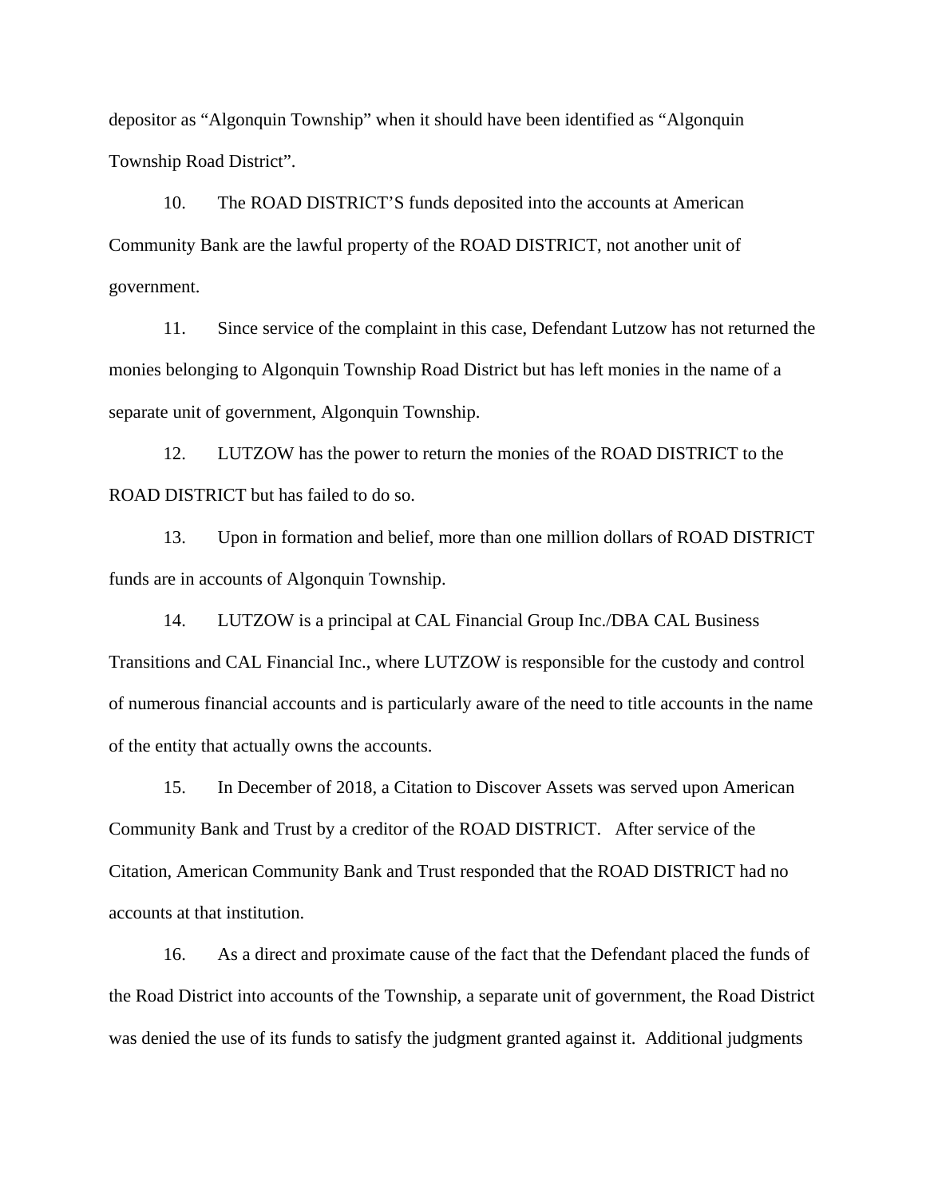depositor as "Algonquin Township" when it should have been identified as "Algonquin Township Road District".

10. The ROAD DISTRICT'S funds deposited into the accounts at American Community Bank are the lawful property of the ROAD DISTRICT, not another unit of government.

11. Since service of the complaint in this case, Defendant Lutzow has not returned the monies belonging to Algonquin Township Road District but has left monies in the name of a separate unit of government, Algonquin Township.

12. LUTZOW has the power to return the monies of the ROAD DISTRICT to the ROAD DISTRICT but has failed to do so.

13. Upon in formation and belief, more than one million dollars of ROAD DISTRICT funds are in accounts of Algonquin Township.

14. LUTZOW is a principal at CAL Financial Group Inc./DBA CAL Business Transitions and CAL Financial Inc., where LUTZOW is responsible for the custody and control of numerous financial accounts and is particularly aware of the need to title accounts in the name of the entity that actually owns the accounts.

15. In December of 2018, a Citation to Discover Assets was served upon American Community Bank and Trust by a creditor of the ROAD DISTRICT. After service of the Citation, American Community Bank and Trust responded that the ROAD DISTRICT had no accounts at that institution.

16. As a direct and proximate cause of the fact that the Defendant placed the funds of the Road District into accounts of the Township, a separate unit of government, the Road District was denied the use of its funds to satisfy the judgment granted against it. Additional judgments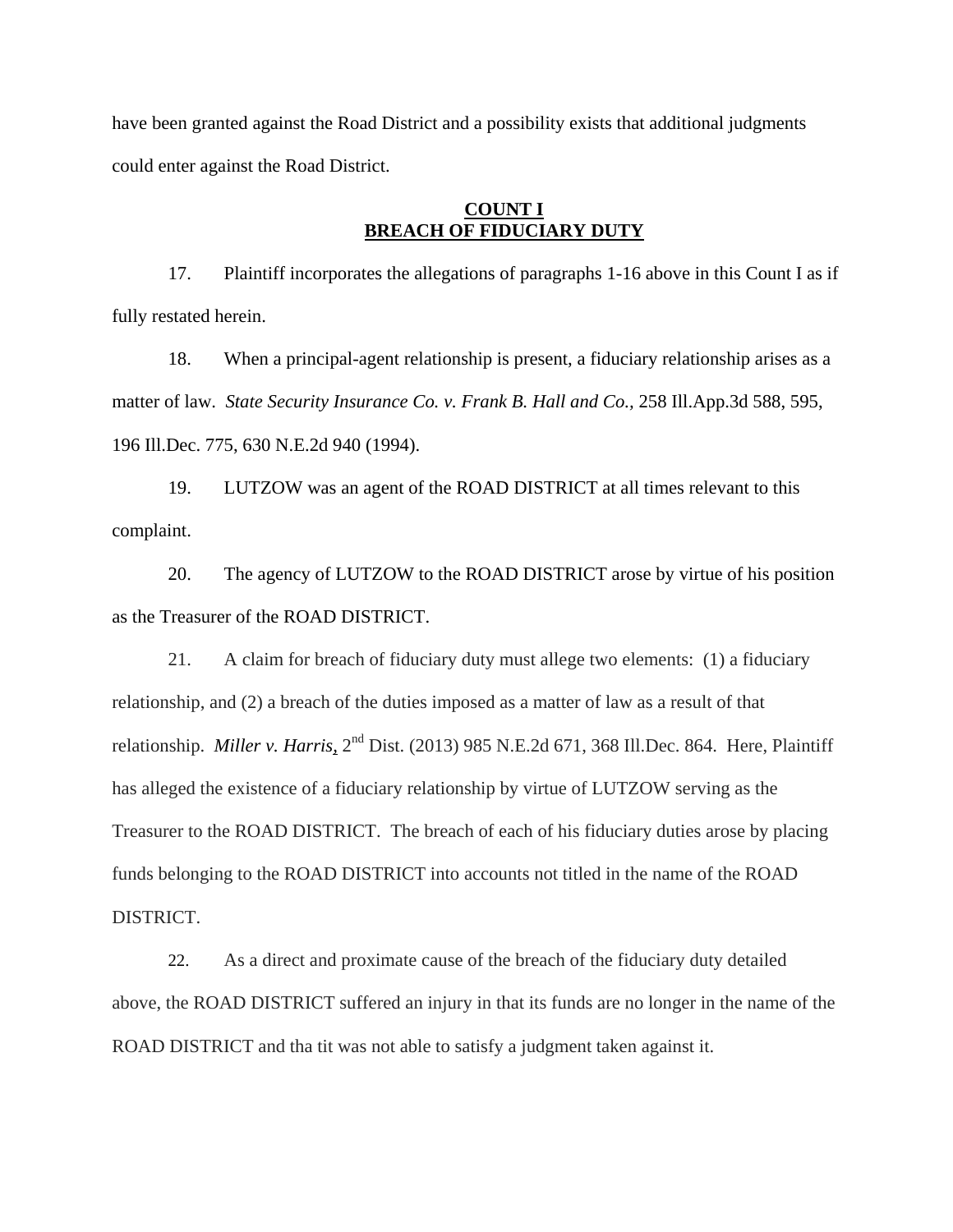have been granted against the Road District and a possibility exists that additional judgments could enter against the Road District.

**<u>COUNT I</u>**
**<u>BREACH OF FIDUCIARY DUTY</u>**

17. Plaintiff incorporates the allegations of paragraphs 1-16 above in this Count I as if fully restated herein.

18. When a principal-agent relationship is present, a fiduciary relationship arises as a matter of law. *State Security Insurance Co. v. Frank B. Hall and Co.*, 258 Ill.App.3d 588, 595, 196 Ill.Dec. 775, 630 N.E.2d 940 (1994).

19. LUTZOW was an agent of the ROAD DISTRICT at all times relevant to this complaint.

20. The agency of LUTZOW to the ROAD DISTRICT arose by virtue of his position as the Treasurer of the ROAD DISTRICT.

21. A claim for breach of fiduciary duty must allege two elements: (1) a fiduciary relationship, and (2) a breach of the duties imposed as a matter of law as a result of that relationship. *Miller v. Harris*, 2nd Dist. (2013) 985 N.E.2d 671, 368 Ill.Dec. 864. Here, Plaintiff has alleged the existence of a fiduciary relationship by virtue of LUTZOW serving as the Treasurer to the ROAD DISTRICT. The breach of each of his fiduciary duties arose by placing funds belonging to the ROAD DISTRICT into accounts not titled in the name of the ROAD DISTRICT.

22. As a direct and proximate cause of the breach of the fiduciary duty detailed above, the ROAD DISTRICT suffered an injury in that its funds are no longer in the name of the ROAD DISTRICT and tha tit was not able to satisfy a judgment taken against it.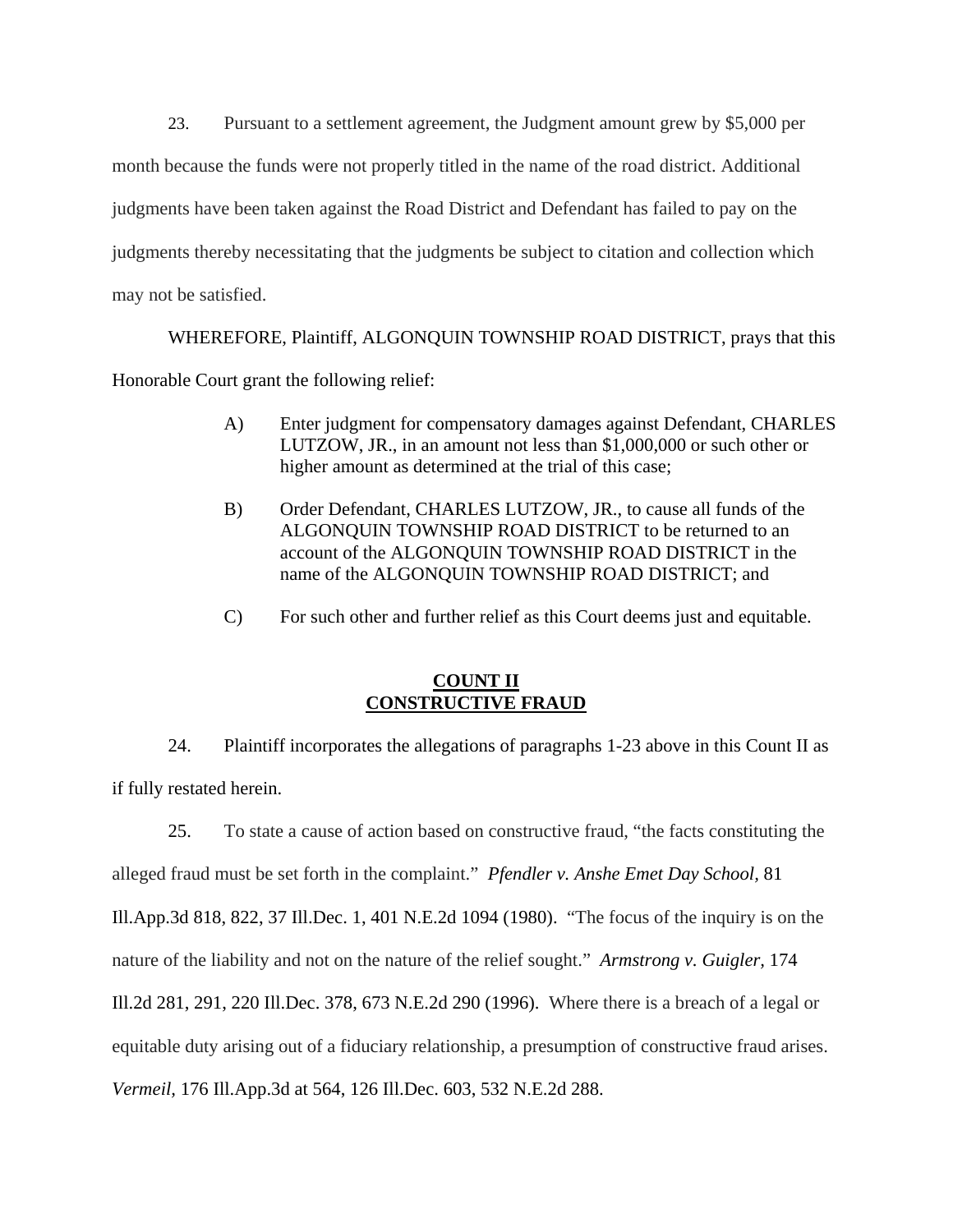23. Pursuant to a settlement agreement, the Judgment amount grew by $5,000 per month because the funds were not properly titled in the name of the road district. Additional judgments have been taken against the Road District and Defendant has failed to pay on the judgments thereby necessitating that the judgments be subject to citation and collection which may not be satisfied.

WHEREFORE, Plaintiff, ALGONQUIN TOWNSHIP ROAD DISTRICT, prays that this Honorable Court grant the following relief:

> A) Enter judgment for compensatory damages against Defendant, CHARLES LUTZOW, JR., in an amount not less than $1,000,000 or such other or higher amount as determined at the trial of this case;
>
> B) Order Defendant, CHARLES LUTZOW, JR., to cause all funds of the ALGONQUIN TOWNSHIP ROAD DISTRICT to be returned to an account of the ALGONQUIN TOWNSHIP ROAD DISTRICT in the name of the ALGONQUIN TOWNSHIP ROAD DISTRICT; and
>
> C) For such other and further relief as this Court deems just and equitable.

## COUNT II
## CONSTRUCTIVE FRAUD

24. Plaintiff incorporates the allegations of paragraphs 1-23 above in this Count II as if fully restated herein.

25. To state a cause of action based on constructive fraud, "the facts constituting the alleged fraud must be set forth in the complaint." *Pfendler v. Anshe Emet Day School*, 81 Ill.App.3d 818, 822, 37 Ill.Dec. 1, 401 N.E.2d 1094 (1980). "The focus of the inquiry is on the nature of the liability and not on the nature of the relief sought." *Armstrong v. Guigler*, 174 Ill.2d 281, 291, 220 Ill.Dec. 378, 673 N.E.2d 290 (1996). Where there is a breach of a legal or equitable duty arising out of a fiduciary relationship, a presumption of constructive fraud arises. *Vermeil*, 176 Ill.App.3d at 564, 126 Ill.Dec. 603, 532 N.E.2d 288.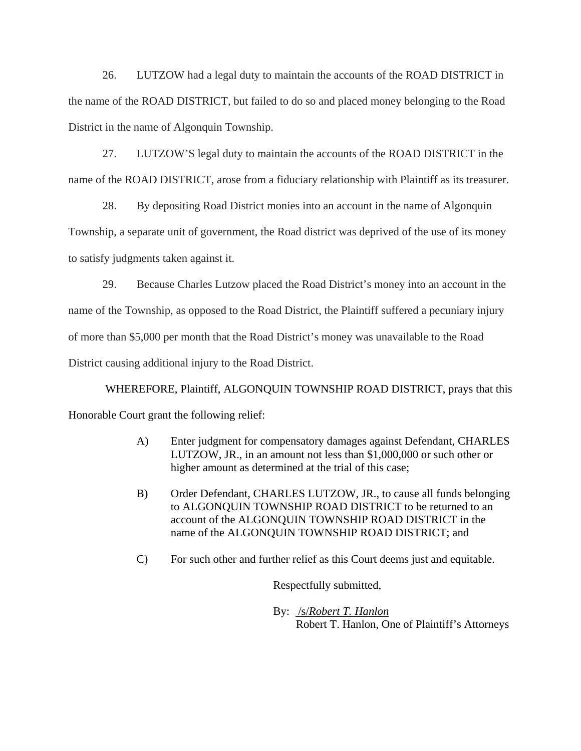26. LUTZOW had a legal duty to maintain the accounts of the ROAD DISTRICT in the name of the ROAD DISTRICT, but failed to do so and placed money belonging to the Road District in the name of Algonquin Township.

27. LUTZOW'S legal duty to maintain the accounts of the ROAD DISTRICT in the name of the ROAD DISTRICT, arose from a fiduciary relationship with Plaintiff as its treasurer.

28. By depositing Road District monies into an account in the name of Algonquin Township, a separate unit of government, the Road district was deprived of the use of its money to satisfy judgments taken against it.

29. Because Charles Lutzow placed the Road District's money into an account in the name of the Township, as opposed to the Road District, the Plaintiff suffered a pecuniary injury of more than $5,000 per month that the Road District's money was unavailable to the Road District causing additional injury to the Road District.

WHEREFORE, Plaintiff, ALGONQUIN TOWNSHIP ROAD DISTRICT, prays that this Honorable Court grant the following relief:

A) Enter judgment for compensatory damages against Defendant, CHARLES LUTZOW, JR., in an amount not less than $1,000,000 or such other or higher amount as determined at the trial of this case;

B) Order Defendant, CHARLES LUTZOW, JR., to cause all funds belonging to ALGONQUIN TOWNSHIP ROAD DISTRICT to be returned to an account of the ALGONQUIN TOWNSHIP ROAD DISTRICT in the name of the ALGONQUIN TOWNSHIP ROAD DISTRICT; and

C) For such other and further relief as this Court deems just and equitable.

Respectfully submitted,

By: /s/*Robert T. Hanlon*
Robert T. Hanlon, One of Plaintiff's Attorneys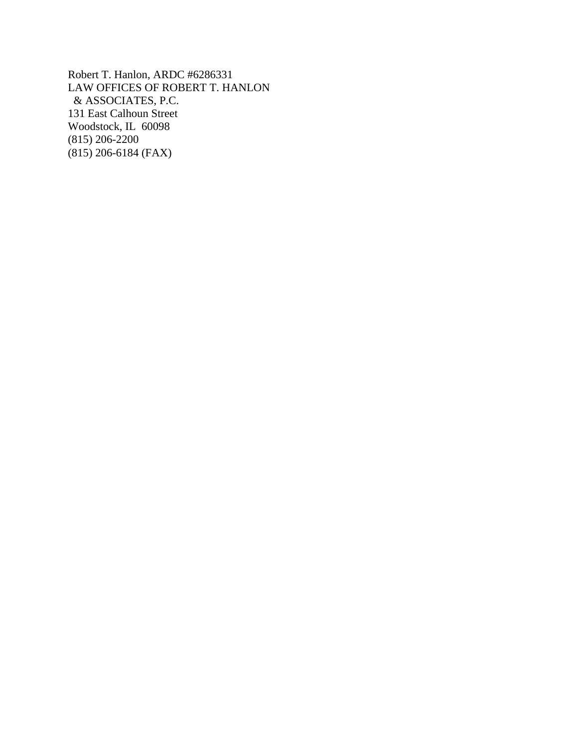Robert T. Hanlon, ARDC #6286331
LAW OFFICES OF ROBERT T. HANLON
& ASSOCIATES, P.C.
131 East Calhoun Street
Woodstock, IL 60098
(815) 206-2200
(815) 206-6184 (FAX)